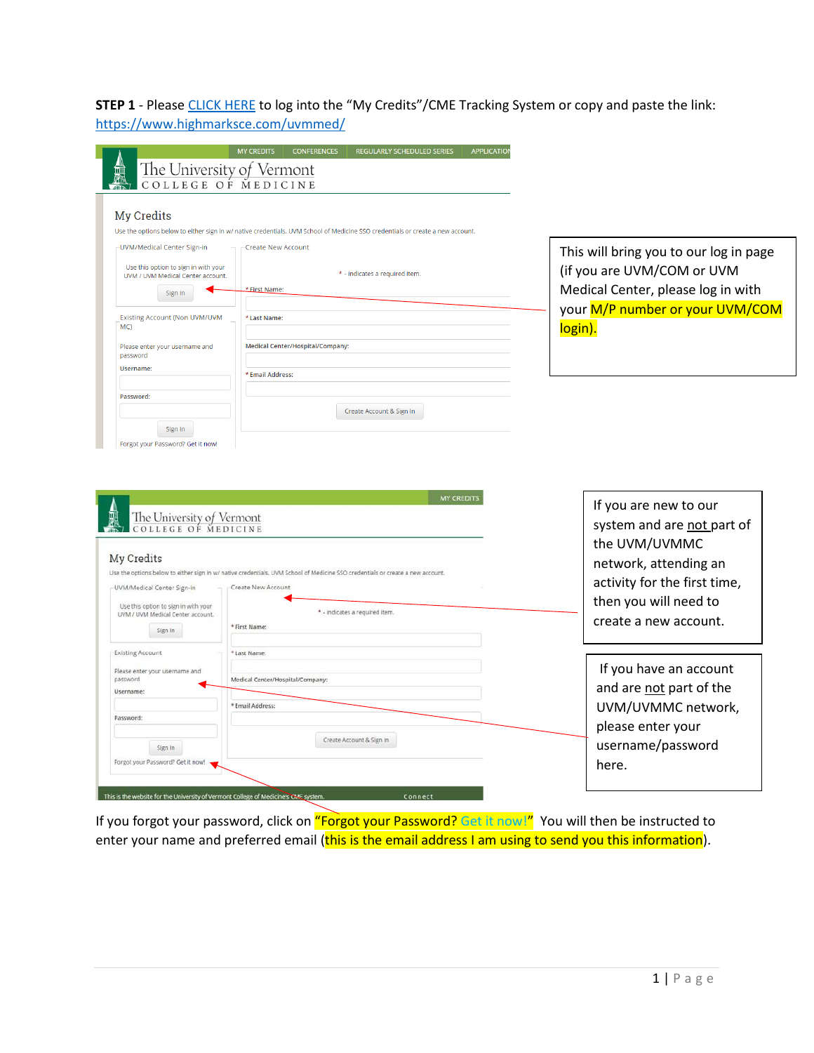**STEP 1** - Please CLICK HERE to log into the "My Credits"/CME Tracking System or copy and paste the link: https://www.highmarksce.com/uvmmed/

This will bring you to our log in page (if you are UVM/COM or UVM Medical Center, please log in with your M/P number or your UVM/COM login).

If you are new to our system and are not part of the UVM/UVMMC network, attending an activity for the first time, then you will need to create a new account.

If you have an account and are not part of the UVM/UVMMC network, please enter your username/password here.

If you forgot your password, click on "Forgot your Password? Get it now!" You will then be instructed to enter your name and preferred email (this is the email address I am using to send you this information).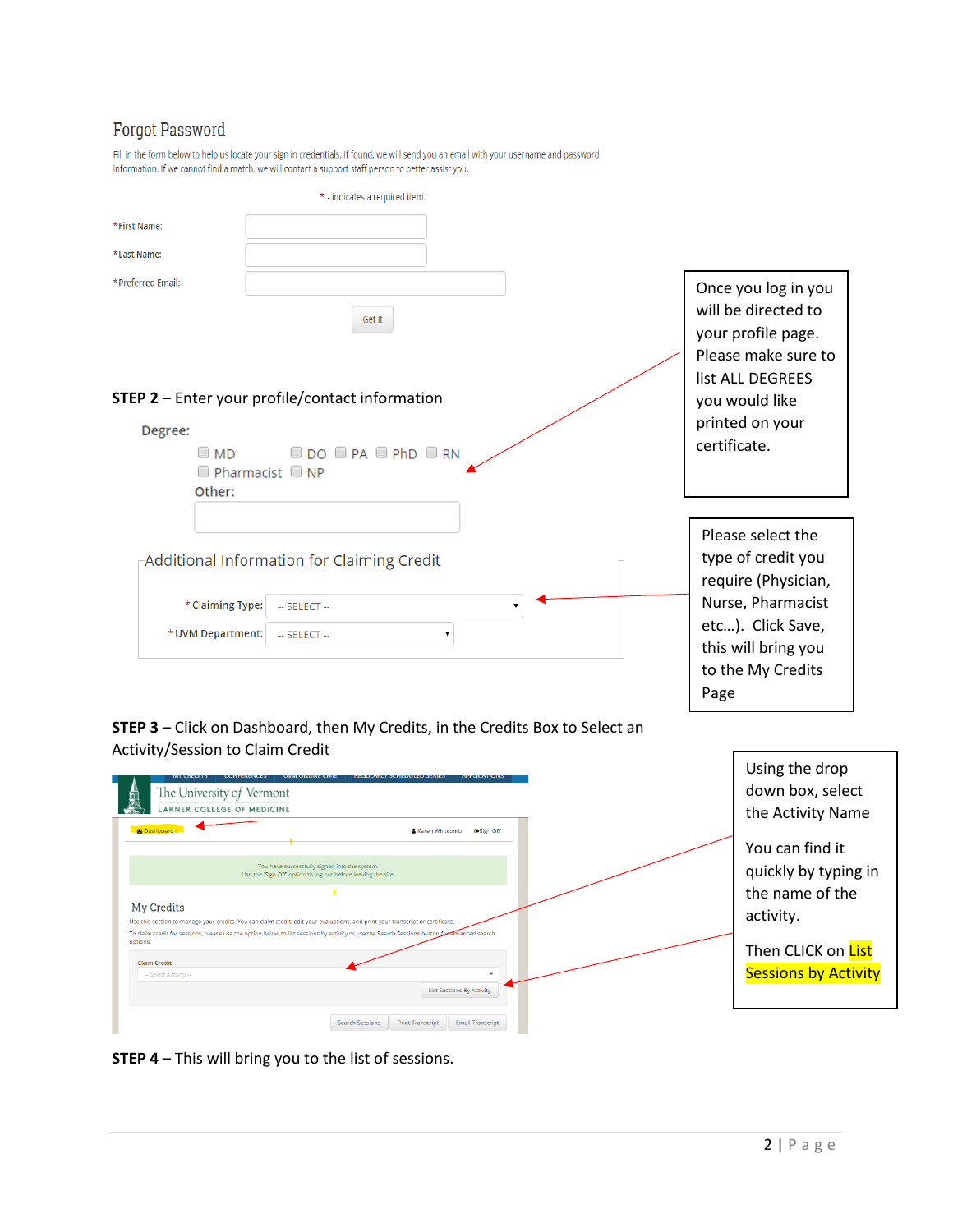## Forgot Password

Fill in the form below to help us locate your sign in credentials. If found, we will send you an email with your username and password information. If we cannot find a match, we will contact a support staff person to better assist you.

* - indicates a required item.

*First Name:

*Last Name:

*Preferred Email:

Get It

Once you log in you will be directed to your profile page. Please make sure to list ALL DEGREES you would like printed on your certificate.

**STEP 2** – Enter your profile/contact information

Degree:

MD DO PA PhD RN
Pharmacist NP
Other:

Additional Information for Claiming Credit

* Claiming Type: -- SELECT --

* UVM Department: -- SELECT --

Please select the type of credit you require (Physician, Nurse, Pharmacist etc…). Click Save, this will bring you to the My Credits Page

**STEP 3** – Click on Dashboard, then My Credits, in the Credits Box to Select an Activity/Session to Claim Credit

Using the drop down box, select the Activity Name

You can find it quickly by typing in the name of the activity.

Then CLICK on List Sessions by Activity

**STEP 4** – This will bring you to the list of sessions.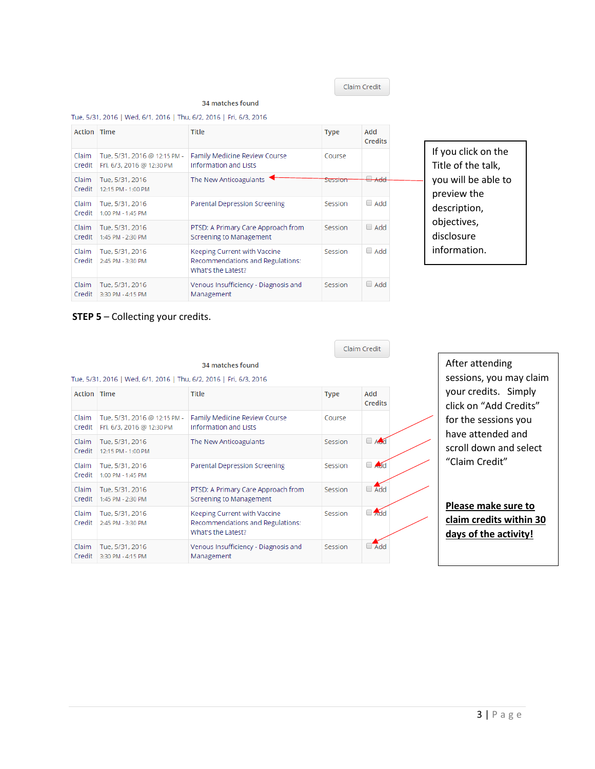Claim Credit

34 matches found

Tue, 5/31, 2016 | Wed, 6/1, 2016 | Thu, 6/2, 2016 | Fri, 6/3, 2016

| Action | Time | Title | Type | Add Credits |
|---|---|---|---|---|
| Claim Credit | Tue, 5/31, 2016 @ 12:15 PM - Fri, 6/3, 2016 @ 12:30 PM | Family Medicine Review Course Information and Lists | Course | |
| Claim Credit | Tue, 5/31, 2016 12:15 PM - 1:00 PM | The New Anticoagulants | Session | Add |
| Claim Credit | Tue, 5/31, 2016 1:00 PM - 1:45 PM | Parental Depression Screening | Session | Add |
| Claim Credit | Tue, 5/31, 2016 1:45 PM - 2:30 PM | PTSD: A Primary Care Approach from Screening to Management | Session | Add |
| Claim Credit | Tue, 5/31, 2016 2:45 PM - 3:30 PM | Keeping Current with Vaccine Recommendations and Regulations: What's the Latest? | Session | Add |
| Claim Credit | Tue, 5/31, 2016 3:30 PM - 4:15 PM | Venous Insufficiency - Diagnosis and Management | Session | Add |

If you click on the Title of the talk, you will be able to preview the description, objectives, disclosure information.

**STEP 5** – Collecting your credits.

Claim Credit

34 matches found

Tue, 5/31, 2016 | Wed, 6/1, 2016 | Thu, 6/2, 2016 | Fri, 6/3, 2016

| Action | Time | Title | Type | Add Credits |
|---|---|---|---|---|
| Claim Credit | Tue, 5/31, 2016 @ 12:15 PM - Fri, 6/3, 2016 @ 12:30 PM | Family Medicine Review Course Information and Lists | Course | |
| Claim Credit | Tue, 5/31, 2016 12:15 PM - 1:00 PM | The New Anticoagulants | Session | Add |
| Claim Credit | Tue, 5/31, 2016 1:00 PM - 1:45 PM | Parental Depression Screening | Session | Add |
| Claim Credit | Tue, 5/31, 2016 1:45 PM - 2:30 PM | PTSD: A Primary Care Approach from Screening to Management | Session | Add |
| Claim Credit | Tue, 5/31, 2016 2:45 PM - 3:30 PM | Keeping Current with Vaccine Recommendations and Regulations: What's the Latest? | Session | Add |
| Claim Credit | Tue, 5/31, 2016 3:30 PM - 4:15 PM | Venous Insufficiency - Diagnosis and Management | Session | Add |

After attending sessions, you may claim your credits. Simply click on "Add Credits" for the sessions you have attended and scroll down and select "Claim Credit"

**Please make sure to claim credits within 30 days of the activity!**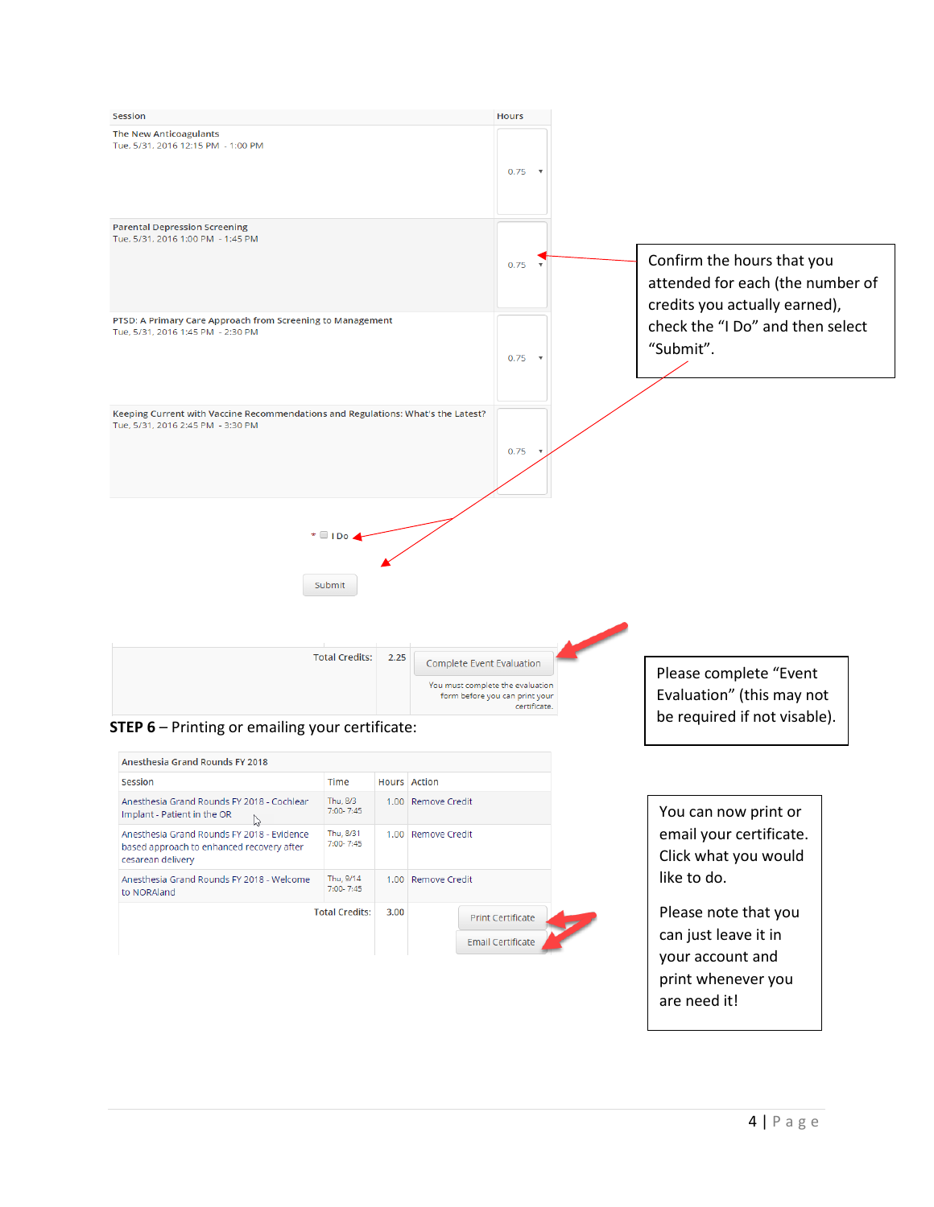| Session | Hours |
| --- | --- |
| The New Anticoagulants<br>Tue, 5/31, 2016 12:15 PM - 1:00 PM | 0.75 |
| Parental Depression Screening<br>Tue, 5/31, 2016 1:00 PM - 1:45 PM | 0.75 |
| PTSD: A Primary Care Approach from Screening to Management<br>Tue, 5/31, 2016 1:45 PM - 2:30 PM | 0.75 |
| Keeping Current with Vaccine Recommendations and Regulations: What's the Latest?<br>Tue, 5/31, 2016 2:45 PM - 3:30 PM | 0.75 |

* I Do

Submit

Confirm the hours that you attended for each (the number of credits you actually earned), check the "I Do" and then select "Submit".

| | | |
| --- | --- | --- |
| Total Credits: | 2.25 | Complete Event Evaluation<br>You must complete the evaluation form before you can print your certificate. |

Please complete "Event Evaluation" (this may not be required if not visable).

**STEP 6** – Printing or emailing your certificate:

| Anesthesia Grand Rounds FY 2018 | | | |
| --- | --- | --- | --- |
| Session | Time | Hours | Action |
| Anesthesia Grand Rounds FY 2018 - Cochlear Implant - Patient in the OR | Thu, 8/3 7:00- 7:45 | 1.00 | Remove Credit |
| Anesthesia Grand Rounds FY 2018 - Evidence based approach to enhanced recovery after cesarean delivery | Thu, 8/31 7:00- 7:45 | 1.00 | Remove Credit |
| Anesthesia Grand Rounds FY 2018 - Welcome to NORAland | Thu, 9/14 7:00- 7:45 | 1.00 | Remove Credit |
| Total Credits: | | 3.00 | Print Certificate<br>Email Certificate |

You can now print or email your certificate. Click what you would like to do.

Please note that you can just leave it in your account and print whenever you are need it!